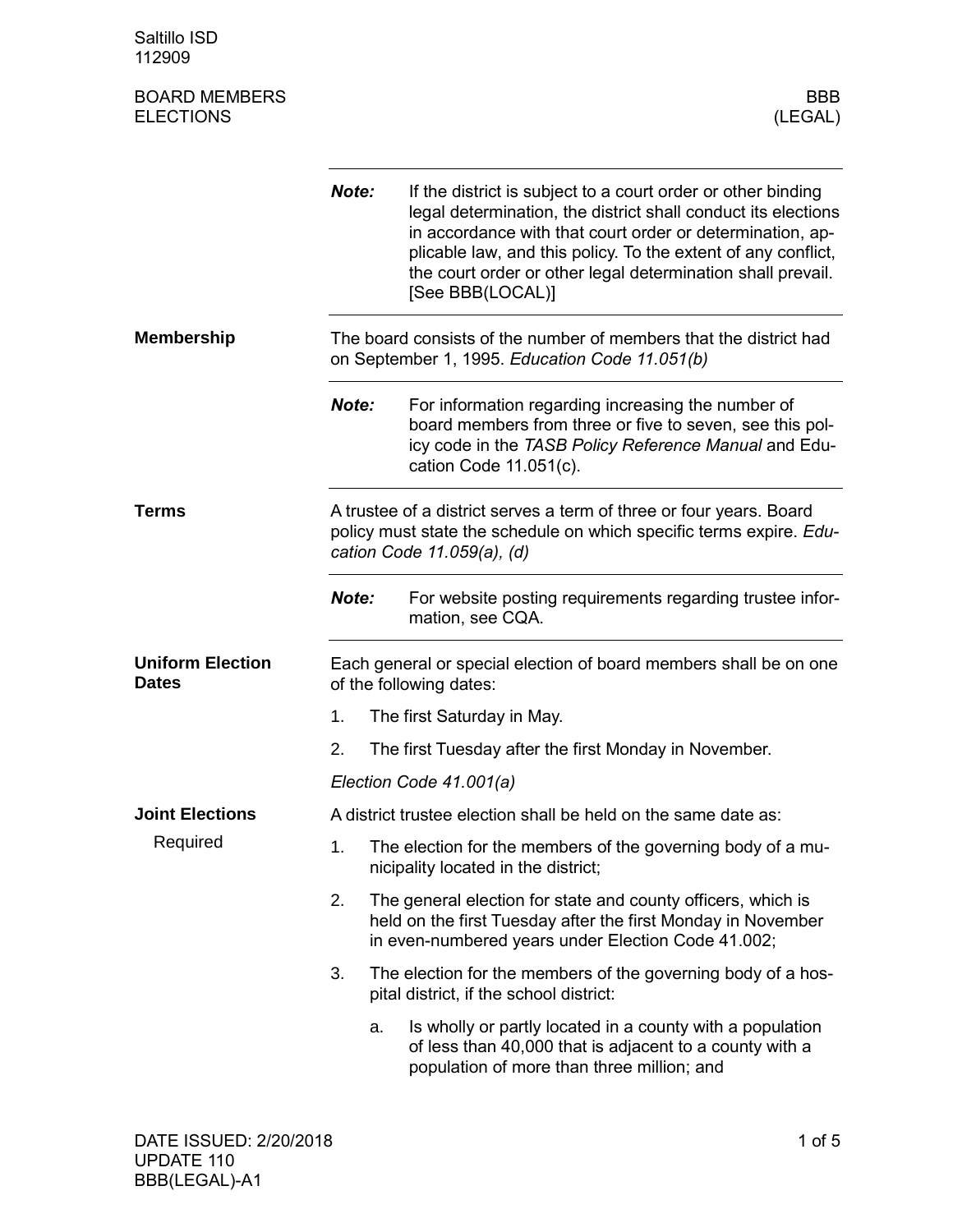Saltillo ISD
112909

BOARD MEMBERS
ELECTIONS

BBB
(LEGAL)

**Note:** If the district is subject to a court order or other binding legal determination, the district shall conduct its elections in accordance with that court order or determination, applicable law, and this policy. To the extent of any conflict, the court order or other legal determination shall prevail. [See BBB(LOCAL)]

## Membership

The board consists of the number of members that the district had on September 1, 1995. *Education Code 11.051(b)*

**Note:** For information regarding increasing the number of board members from three or five to seven, see this policy code in the *TASB Policy Reference Manual* and Education Code 11.051(c).

## Terms

A trustee of a district serves a term of three or four years. Board policy must state the schedule on which specific terms expire. *Education Code 11.059(a), (d)*

**Note:** For website posting requirements regarding trustee information, see CQA.

## Uniform Election Dates

Each general or special election of board members shall be on one of the following dates:

1. The first Saturday in May.
2. The first Tuesday after the first Monday in November.

*Election Code 41.001(a)*

## Joint Elections

### Required

A district trustee election shall be held on the same date as:

1. The election for the members of the governing body of a municipality located in the district;
2. The general election for state and county officers, which is held on the first Tuesday after the first Monday in November in even-numbered years under Election Code 41.002;
3. The election for the members of the governing body of a hospital district, if the school district:
   a. Is wholly or partly located in a county with a population of less than 40,000 that is adjacent to a county with a population of more than three million; and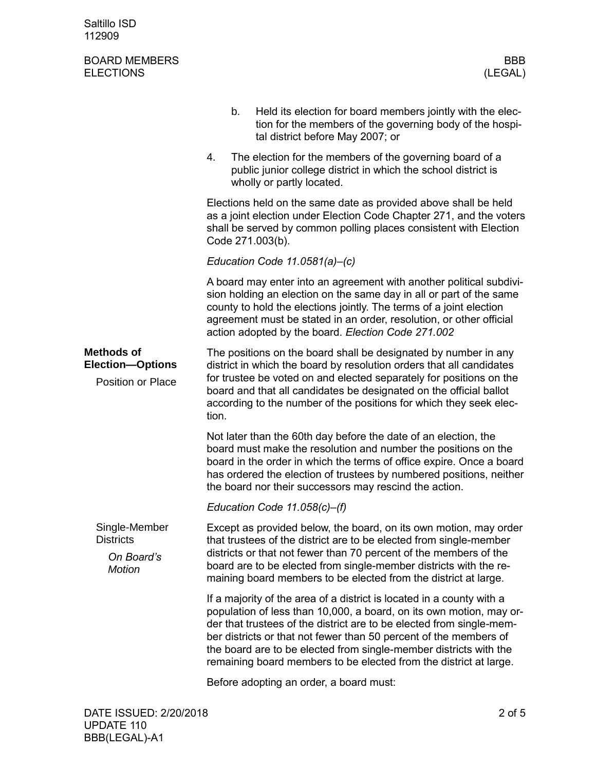b. Held its election for board members jointly with the election for the members of the governing body of the hospital district before May 2007; or

4. The election for the members of the governing board of a public junior college district in which the school district is wholly or partly located.

Elections held on the same date as provided above shall be held as a joint election under Election Code Chapter 271, and the voters shall be served by common polling places consistent with Election Code 271.003(b).

*Education Code 11.0581(a)–(c)*

A board may enter into an agreement with another political subdivision holding an election on the same day in all or part of the same county to hold the elections jointly. The terms of a joint election agreement must be stated in an order, resolution, or other official action adopted by the board. *Election Code 271.002*

## Methods of Election—Options

### Position or Place

The positions on the board shall be designated by number in any district in which the board by resolution orders that all candidates for trustee be voted on and elected separately for positions on the board and that all candidates be designated on the official ballot according to the number of the positions for which they seek election.

Not later than the 60th day before the date of an election, the board must make the resolution and number the positions on the board in the order in which the terms of office expire. Once a board has ordered the election of trustees by numbered positions, neither the board nor their successors may rescind the action.

*Education Code 11.058(c)–(f)*

### Single-Member Districts

#### *On Board's Motion*

Except as provided below, the board, on its own motion, may order that trustees of the district are to be elected from single-member districts or that not fewer than 70 percent of the members of the board are to be elected from single-member districts with the remaining board members to be elected from the district at large.

If a majority of the area of a district is located in a county with a population of less than 10,000, a board, on its own motion, may order that trustees of the district are to be elected from single-member districts or that not fewer than 50 percent of the members of the board are to be elected from single-member districts with the remaining board members to be elected from the district at large.

Before adopting an order, a board must: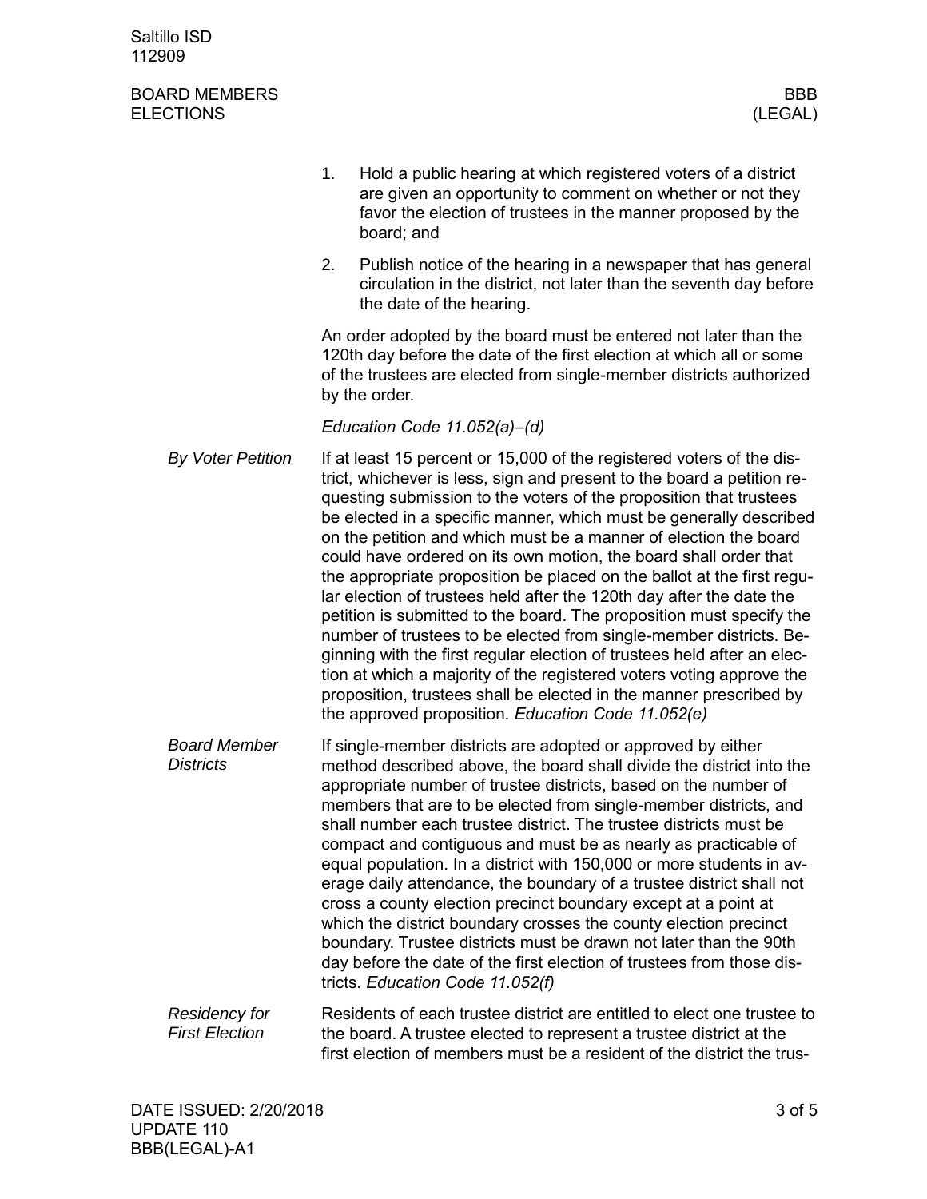1. Hold a public hearing at which registered voters of a district are given an opportunity to comment on whether or not they favor the election of trustees in the manner proposed by the board; and
2. Publish notice of the hearing in a newspaper that has general circulation in the district, not later than the seventh day before the date of the hearing.

An order adopted by the board must be entered not later than the 120th day before the date of the first election at which all or some of the trustees are elected from single-member districts authorized by the order.

*Education Code 11.052(a)–(d)*

*By Voter Petition*

If at least 15 percent or 15,000 of the registered voters of the district, whichever is less, sign and present to the board a petition requesting submission to the voters of the proposition that trustees be elected in a specific manner, which must be generally described on the petition and which must be a manner of election the board could have ordered on its own motion, the board shall order that the appropriate proposition be placed on the ballot at the first regular election of trustees held after the 120th day after the date the petition is submitted to the board. The proposition must specify the number of trustees to be elected from single-member districts. Beginning with the first regular election of trustees held after an election at which a majority of the registered voters voting approve the proposition, trustees shall be elected in the manner prescribed by the approved proposition. *Education Code 11.052(e)*

*Board Member Districts*

If single-member districts are adopted or approved by either method described above, the board shall divide the district into the appropriate number of trustee districts, based on the number of members that are to be elected from single-member districts, and shall number each trustee district. The trustee districts must be compact and contiguous and must be as nearly as practicable of equal population. In a district with 150,000 or more students in average daily attendance, the boundary of a trustee district shall not cross a county election precinct boundary except at a point at which the district boundary crosses the county election precinct boundary. Trustee districts must be drawn not later than the 90th day before the date of the first election of trustees from those districts. *Education Code 11.052(f)*

*Residency for First Election*

Residents of each trustee district are entitled to elect one trustee to the board. A trustee elected to represent a trustee district at the first election of members must be a resident of the district the trus-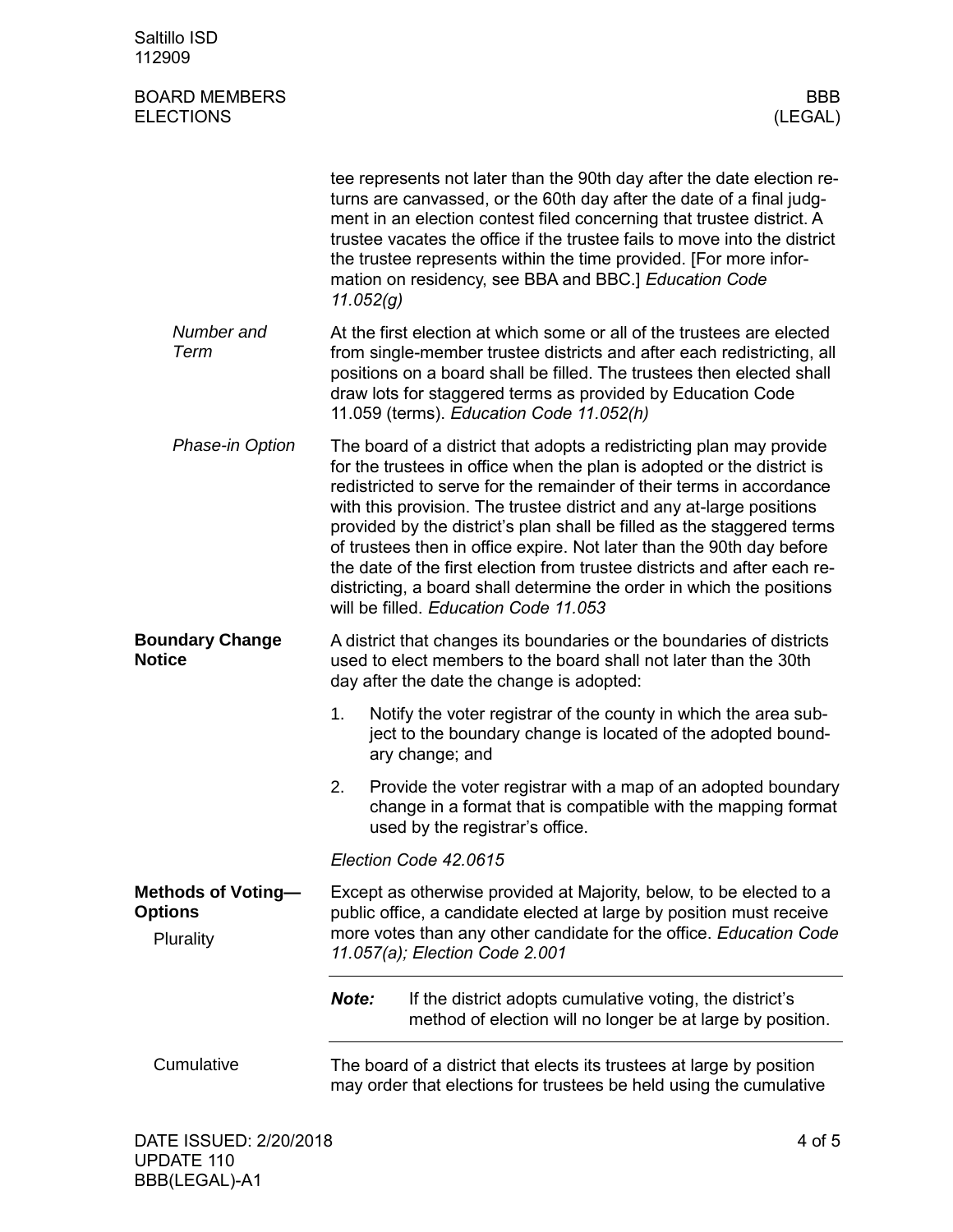tee represents not later than the 90th day after the date election returns are canvassed, or the 60th day after the date of a final judgment in an election contest filed concerning that trustee district. A trustee vacates the office if the trustee fails to move into the district the trustee represents within the time provided. [For more information on residency, see BBA and BBC.] *Education Code 11.052(g)*

*Number and Term*

At the first election at which some or all of the trustees are elected from single-member trustee districts and after each redistricting, all positions on a board shall be filled. The trustees then elected shall draw lots for staggered terms as provided by Education Code 11.059 (terms). *Education Code 11.052(h)*

*Phase-in Option*

The board of a district that adopts a redistricting plan may provide for the trustees in office when the plan is adopted or the district is redistricted to serve for the remainder of their terms in accordance with this provision. The trustee district and any at-large positions provided by the district's plan shall be filled as the staggered terms of trustees then in office expire. Not later than the 90th day before the date of the first election from trustee districts and after each redistricting, a board shall determine the order in which the positions will be filled. *Education Code 11.053*

## Boundary Change Notice

A district that changes its boundaries or the boundaries of districts used to elect members to the board shall not later than the 30th day after the date the change is adopted:

1. Notify the voter registrar of the county in which the area subject to the boundary change is located of the adopted boundary change; and
2. Provide the voter registrar with a map of an adopted boundary change in a format that is compatible with the mapping format used by the registrar's office.

*Election Code 42.0615*

## Methods of Voting—Options

### Plurality

Except as otherwise provided at Majority, below, to be elected to a public office, a candidate elected at large by position must receive more votes than any other candidate for the office. *Education Code 11.057(a); Election Code 2.001*

***Note:*** If the district adopts cumulative voting, the district's method of election will no longer be at large by position.

### Cumulative

The board of a district that elects its trustees at large by position may order that elections for trustees be held using the cumulative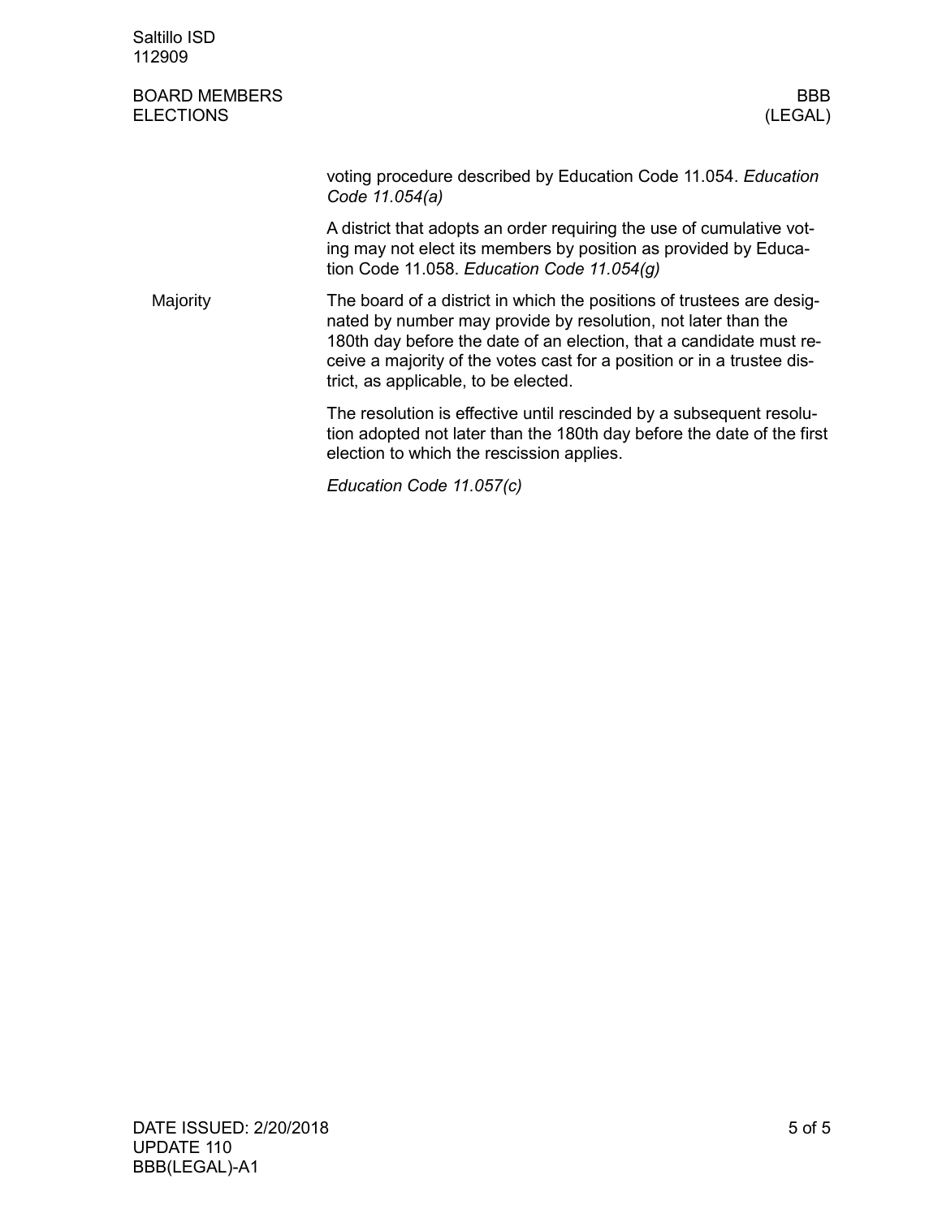voting procedure described by Education Code 11.054. *Education Code 11.054(a)*

A district that adopts an order requiring the use of cumulative voting may not elect its members by position as provided by Education Code 11.058. *Education Code 11.054(g)*

**Majority**

The board of a district in which the positions of trustees are designated by number may provide by resolution, not later than the 180th day before the date of an election, that a candidate must receive a majority of the votes cast for a position or in a trustee district, as applicable, to be elected.

The resolution is effective until rescinded by a subsequent resolution adopted not later than the 180th day before the date of the first election to which the rescission applies.

*Education Code 11.057(c)*